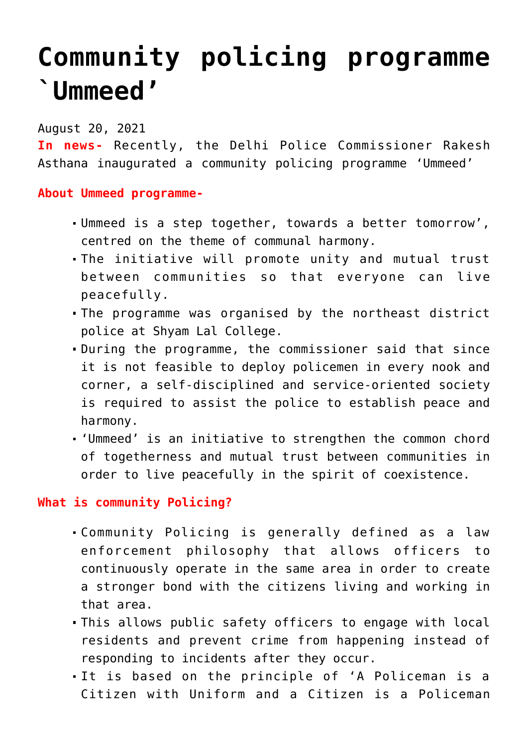# Community policing programme `Ummeed'

August 20, 2021

**In news-** Recently, the Delhi Police Commissioner Rakesh Asthana inaugurated a community policing programme 'Ummeed'

**About Ummeed programme-**

- Ummeed is a step together, towards a better tomorrow', centred on the theme of communal harmony.
- The initiative will promote unity and mutual trust between communities so that everyone can live peacefully.
- The programme was organised by the northeast district police at Shyam Lal College.
- During the programme, the commissioner said that since it is not feasible to deploy policemen in every nook and corner, a self-disciplined and service-oriented society is required to assist the police to establish peace and harmony.
- 'Ummeed' is an initiative to strengthen the common chord of togetherness and mutual trust between communities in order to live peacefully in the spirit of coexistence.

**What is community Policing?**

- Community Policing is generally defined as a law enforcement philosophy that allows officers to continuously operate in the same area in order to create a stronger bond with the citizens living and working in that area.
- This allows public safety officers to engage with local residents and prevent crime from happening instead of responding to incidents after they occur.
- It is based on the principle of 'A Policeman is a Citizen with Uniform and a Citizen is a Policeman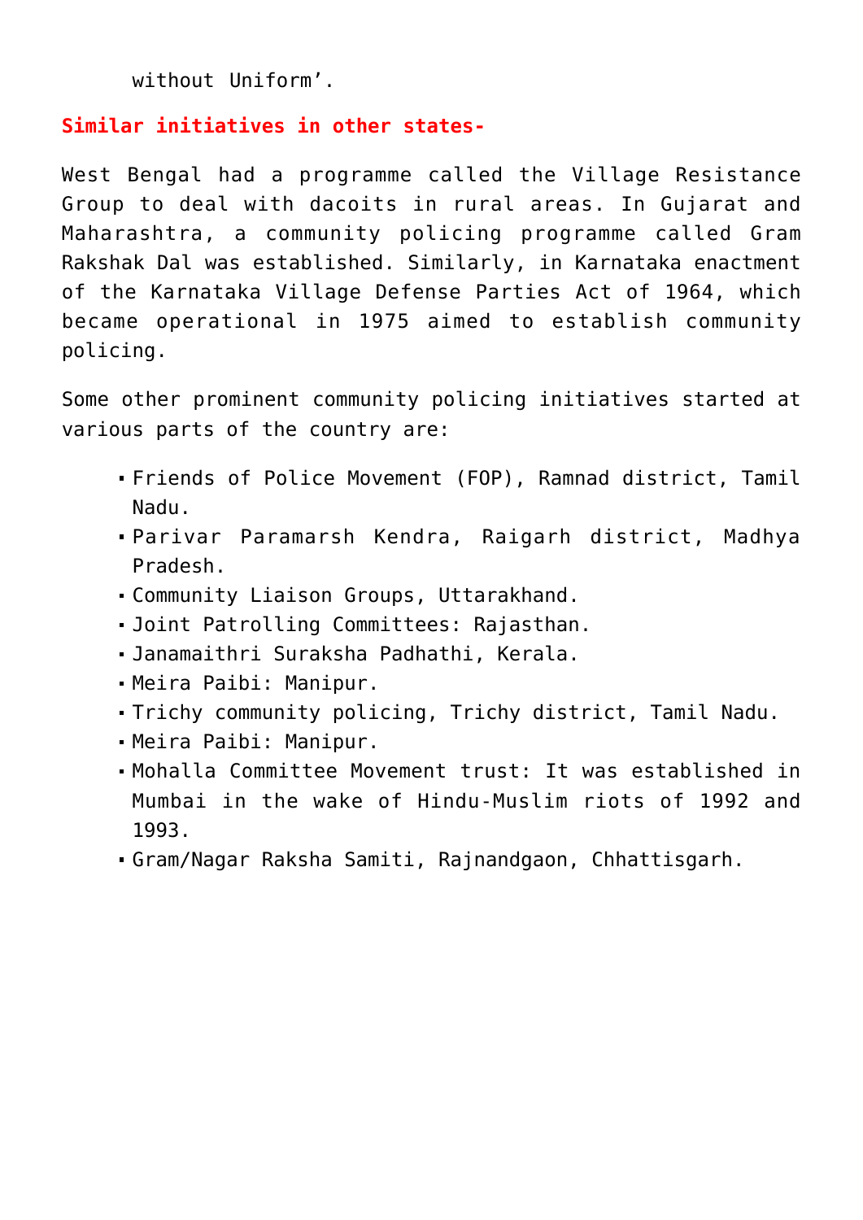without Uniform'.

**Similar initiatives in other states-**

West Bengal had a programme called the Village Resistance Group to deal with dacoits in rural areas. In Gujarat and Maharashtra, a community policing programme called Gram Rakshak Dal was established. Similarly, in Karnataka enactment of the Karnataka Village Defense Parties Act of 1964, which became operational in 1975 aimed to establish community policing.

Some other prominent community policing initiatives started at various parts of the country are:

- Friends of Police Movement (FOP), Ramnad district, Tamil Nadu.
- Parivar Paramarsh Kendra, Raigarh district, Madhya Pradesh.
- Community Liaison Groups, Uttarakhand.
- Joint Patrolling Committees: Rajasthan.
- Janamaithri Suraksha Padhathi, Kerala.
- Meira Paibi: Manipur.
- Trichy community policing, Trichy district, Tamil Nadu.
- Meira Paibi: Manipur.
- Mohalla Committee Movement trust: It was established in Mumbai in the wake of Hindu-Muslim riots of 1992 and 1993.
- Gram/Nagar Raksha Samiti, Rajnandgaon, Chhattisgarh.